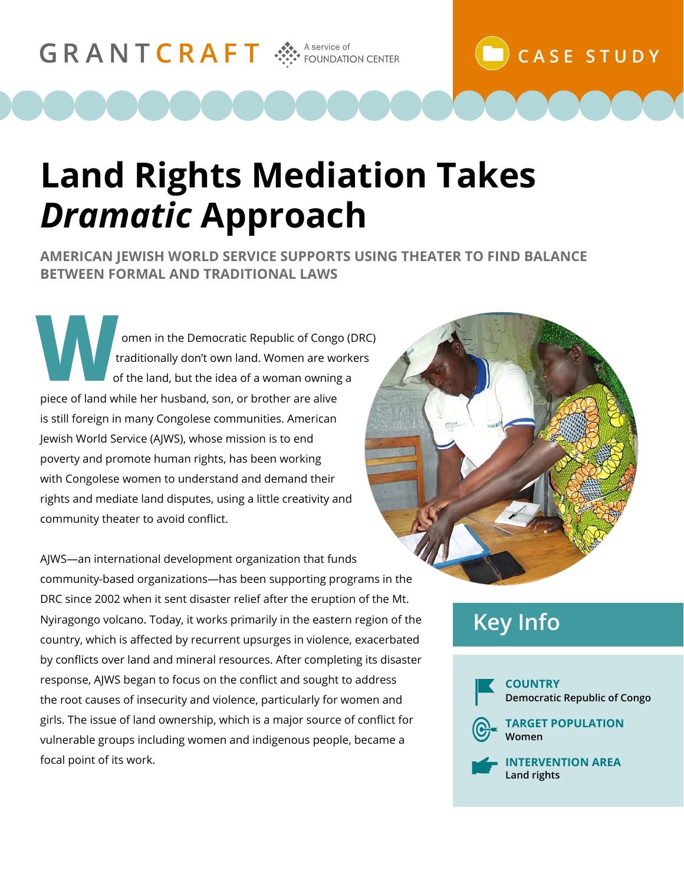GRANTCRAFT A service of FOUNDATION CENTER

CASE STUDY

# Land Rights Mediation Takes *Dramatic* Approach

**AMERICAN JEWISH WORLD SERVICE SUPPORTS USING THEATER TO FIND BALANCE BETWEEN FORMAL AND TRADITIONAL LAWS**

Women in the Democratic Republic of Congo (DRC) traditionally don't own land. Women are workers of the land, but the idea of a woman owning a piece of land while her husband, son, or brother are alive is still foreign in many Congolese communities. American Jewish World Service (AJWS), whose mission is to end poverty and promote human rights, has been working with Congolese women to understand and demand their rights and mediate land disputes, using a little creativity and community theater to avoid conflict.

AJWS—an international development organization that funds community-based organizations—has been supporting programs in the DRC since 2002 when it sent disaster relief after the eruption of the Mt. Nyiragongo volcano. Today, it works primarily in the eastern region of the country, which is affected by recurrent upsurges in violence, exacerbated by conflicts over land and mineral resources. After completing its disaster response, AJWS began to focus on the conflict and sought to address the root causes of insecurity and violence, particularly for women and girls. The issue of land ownership, which is a major source of conflict for vulnerable groups including women and indigenous people, became a focal point of its work.

## Key Info

**COUNTRY**
**Democratic Republic of Congo**

**TARGET POPULATION**
**Women**

**INTERVENTION AREA**
**Land rights**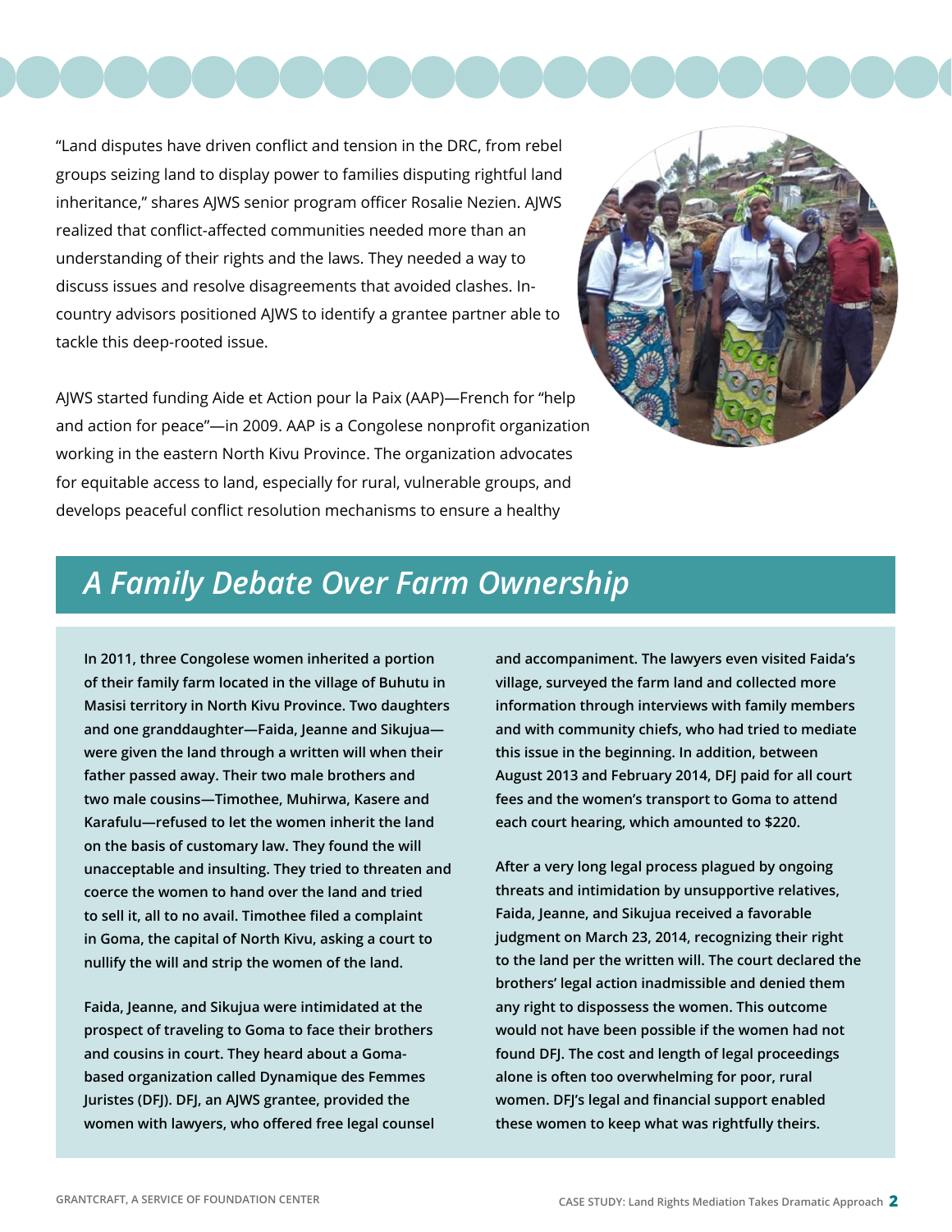"Land disputes have driven conflict and tension in the DRC, from rebel groups seizing land to display power to families disputing rightful land inheritance," shares AJWS senior program officer Rosalie Nezien. AJWS realized that conflict-affected communities needed more than an understanding of their rights and the laws. They needed a way to discuss issues and resolve disagreements that avoided clashes. In-country advisors positioned AJWS to identify a grantee partner able to tackle this deep-rooted issue.

AJWS started funding Aide et Action pour la Paix (AAP)—French for "help and action for peace"—in 2009. AAP is a Congolese nonprofit organization working in the eastern North Kivu Province. The organization advocates for equitable access to land, especially for rural, vulnerable groups, and develops peaceful conflict resolution mechanisms to ensure a healthy

## *A Family Debate Over Farm Ownership*

**In 2011, three Congolese women inherited a portion of their family farm located in the village of Buhutu in Masisi territory in North Kivu Province. Two daughters and one granddaughter—Faida, Jeanne and Sikujua—were given the land through a written will when their father passed away. Their two male brothers and two male cousins—Timothee, Muhirwa, Kasere and Karafulu—refused to let the women inherit the land on the basis of customary law. They found the will unacceptable and insulting. They tried to threaten and coerce the women to hand over the land and tried to sell it, all to no avail. Timothee filed a complaint in Goma, the capital of North Kivu, asking a court to nullify the will and strip the women of the land.**

**Faida, Jeanne, and Sikujua were intimidated at the prospect of traveling to Goma to face their brothers and cousins in court. They heard about a Goma-based organization called Dynamique des Femmes Juristes (DFJ). DFJ, an AJWS grantee, provided the women with lawyers, who offered free legal counsel and accompaniment. The lawyers even visited Faida's village, surveyed the farm land and collected more information through interviews with family members and with community chiefs, who had tried to mediate this issue in the beginning. In addition, between August 2013 and February 2014, DFJ paid for all court fees and the women's transport to Goma to attend each court hearing, which amounted to $220.**

**After a very long legal process plagued by ongoing threats and intimidation by unsupportive relatives, Faida, Jeanne, and Sikujua received a favorable judgment on March 23, 2014, recognizing their right to the land per the written will. The court declared the brothers' legal action inadmissible and denied them any right to dispossess the women. This outcome would not have been possible if the women had not found DFJ. The cost and length of legal proceedings alone is often too overwhelming for poor, rural women. DFJ's legal and financial support enabled these women to keep what was rightfully theirs.**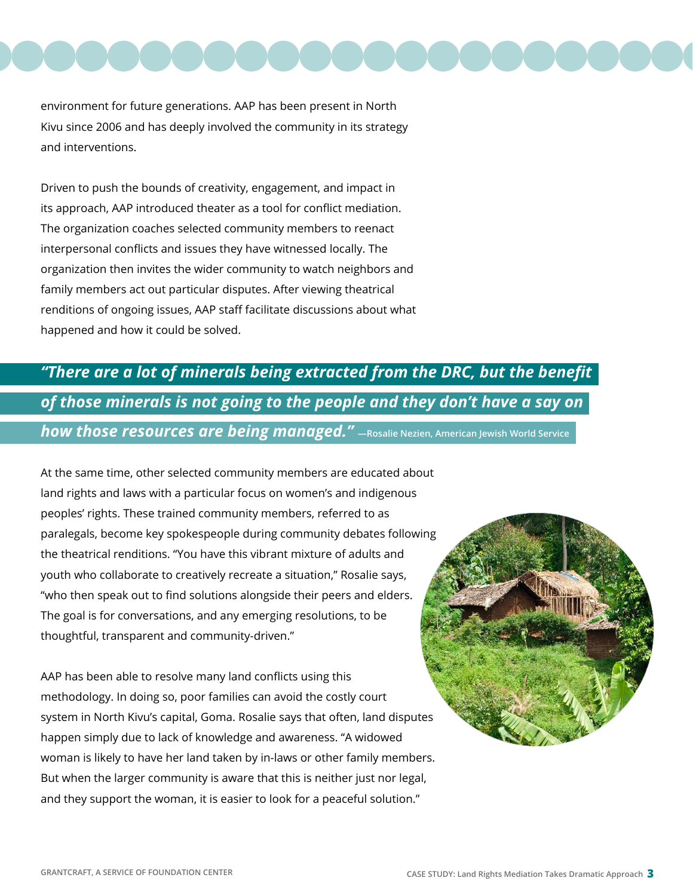environment for future generations. AAP has been present in North Kivu since 2006 and has deeply involved the community in its strategy and interventions.

Driven to push the bounds of creativity, engagement, and impact in its approach, AAP introduced theater as a tool for conflict mediation. The organization coaches selected community members to reenact interpersonal conflicts and issues they have witnessed locally. The organization then invites the wider community to watch neighbors and family members act out particular disputes. After viewing theatrical renditions of ongoing issues, AAP staff facilitate discussions about what happened and how it could be solved.

> ***"There are a lot of minerals being extracted from the DRC, but the benefit of those minerals is not going to the people and they don't have a say on how those resources are being managed."*** **—Rosalie Nezien, American Jewish World Service**

At the same time, other selected community members are educated about land rights and laws with a particular focus on women's and indigenous peoples' rights. These trained community members, referred to as paralegals, become key spokespeople during community debates following the theatrical renditions. "You have this vibrant mixture of adults and youth who collaborate to creatively recreate a situation," Rosalie says, "who then speak out to find solutions alongside their peers and elders. The goal is for conversations, and any emerging resolutions, to be thoughtful, transparent and community-driven."

AAP has been able to resolve many land conflicts using this methodology. In doing so, poor families can avoid the costly court system in North Kivu's capital, Goma. Rosalie says that often, land disputes happen simply due to lack of knowledge and awareness. "A widowed woman is likely to have her land taken by in-laws or other family members. But when the larger community is aware that this is neither just nor legal, and they support the woman, it is easier to look for a peaceful solution."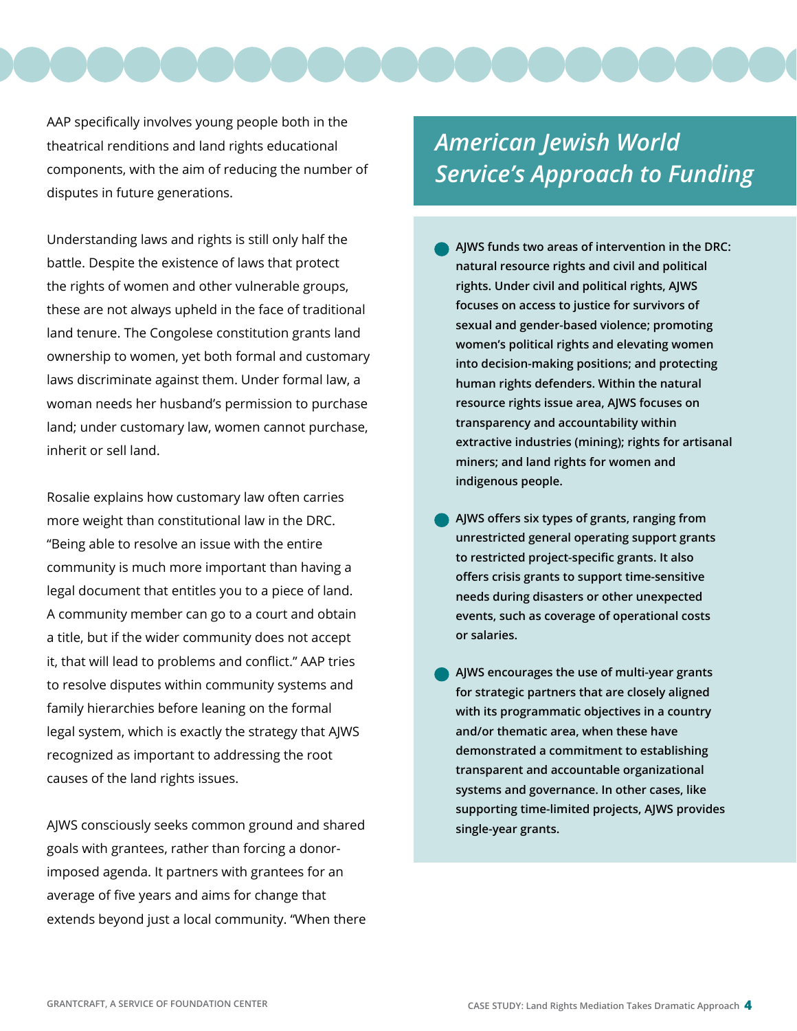AAP specifically involves young people both in the theatrical renditions and land rights educational components, with the aim of reducing the number of disputes in future generations.

Understanding laws and rights is still only half the battle. Despite the existence of laws that protect the rights of women and other vulnerable groups, these are not always upheld in the face of traditional land tenure. The Congolese constitution grants land ownership to women, yet both formal and customary laws discriminate against them. Under formal law, a woman needs her husband's permission to purchase land; under customary law, women cannot purchase, inherit or sell land.

Rosalie explains how customary law often carries more weight than constitutional law in the DRC. "Being able to resolve an issue with the entire community is much more important than having a legal document that entitles you to a piece of land. A community member can go to a court and obtain a title, but if the wider community does not accept it, that will lead to problems and conflict." AAP tries to resolve disputes within community systems and family hierarchies before leaning on the formal legal system, which is exactly the strategy that AJWS recognized as important to addressing the root causes of the land rights issues.

AJWS consciously seeks common ground and shared goals with grantees, rather than forcing a donor-imposed agenda. It partners with grantees for an average of five years and aims for change that extends beyond just a local community. "When there

## *American Jewish World Service's Approach to Funding*

- **AJWS funds two areas of intervention in the DRC: natural resource rights and civil and political rights. Under civil and political rights, AJWS focuses on access to justice for survivors of sexual and gender-based violence; promoting women's political rights and elevating women into decision-making positions; and protecting human rights defenders. Within the natural resource rights issue area, AJWS focuses on transparency and accountability within extractive industries (mining); rights for artisanal miners; and land rights for women and indigenous people.**

- **AJWS offers six types of grants, ranging from unrestricted general operating support grants to restricted project-specific grants. It also offers crisis grants to support time-sensitive needs during disasters or other unexpected events, such as coverage of operational costs or salaries.**

- **AJWS encourages the use of multi-year grants for strategic partners that are closely aligned with its programmatic objectives in a country and/or thematic area, when these have demonstrated a commitment to establishing transparent and accountable organizational systems and governance. In other cases, like supporting time-limited projects, AJWS provides single-year grants.**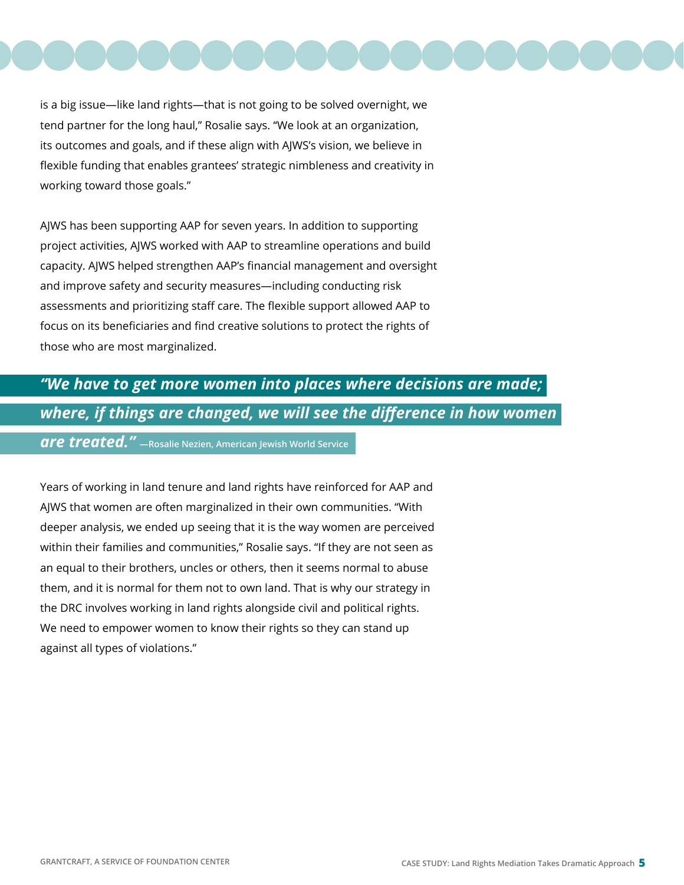is a big issue—like land rights—that is not going to be solved overnight, we tend partner for the long haul," Rosalie says. "We look at an organization, its outcomes and goals, and if these align with AJWS's vision, we believe in flexible funding that enables grantees' strategic nimbleness and creativity in working toward those goals."

AJWS has been supporting AAP for seven years. In addition to supporting project activities, AJWS worked with AAP to streamline operations and build capacity. AJWS helped strengthen AAP's financial management and oversight and improve safety and security measures—including conducting risk assessments and prioritizing staff care. The flexible support allowed AAP to focus on its beneficiaries and find creative solutions to protect the rights of those who are most marginalized.

> ***"We have to get more women into places where decisions are made; where, if things are changed, we will see the difference in how women are treated."*** —Rosalie Nezien, American Jewish World Service

Years of working in land tenure and land rights have reinforced for AAP and AJWS that women are often marginalized in their own communities. "With deeper analysis, we ended up seeing that it is the way women are perceived within their families and communities," Rosalie says. "If they are not seen as an equal to their brothers, uncles or others, then it seems normal to abuse them, and it is normal for them not to own land. That is why our strategy in the DRC involves working in land rights alongside civil and political rights. We need to empower women to know their rights so they can stand up against all types of violations."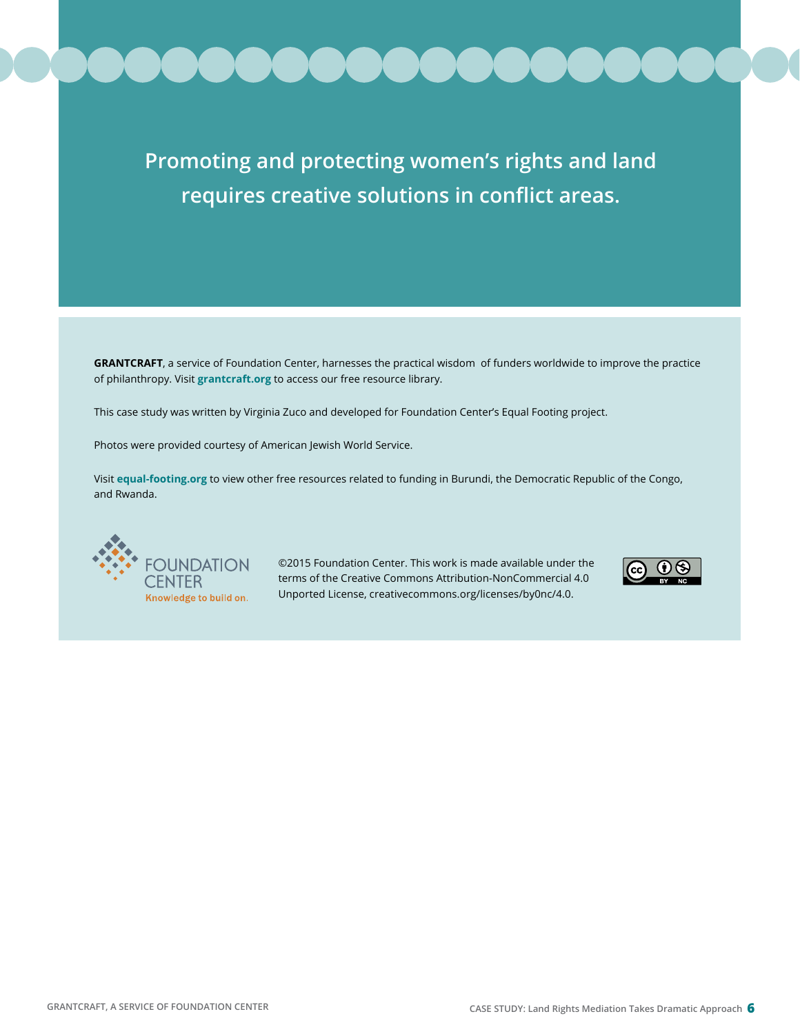## Promoting and protecting women's rights and land requires creative solutions in conflict areas.

**GRANTCRAFT**, a service of Foundation Center, harnesses the practical wisdom of funders worldwide to improve the practice of philanthropy. Visit **grantcraft.org** to access our free resource library.

This case study was written by Virginia Zuco and developed for Foundation Center's Equal Footing project.

Photos were provided courtesy of American Jewish World Service.

Visit **equal-footing.org** to view other free resources related to funding in Burundi, the Democratic Republic of the Congo, and Rwanda.

FOUNDATION CENTER
Knowledge to build on.

©2015 Foundation Center. This work is made available under the terms of the Creative Commons Attribution-NonCommercial 4.0 Unported License, creativecommons.org/licenses/by0nc/4.0.